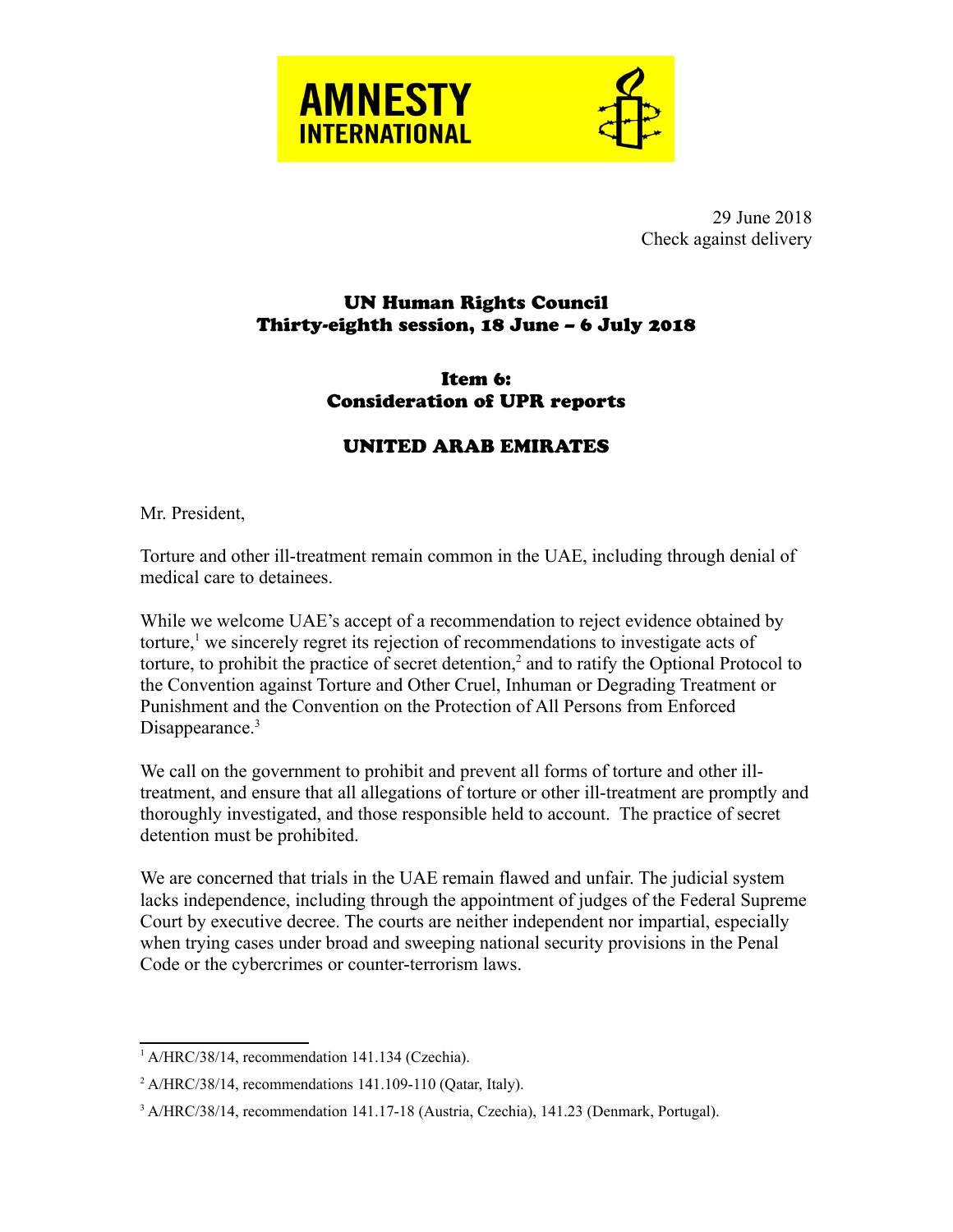AMNESTY INTERNATIONAL

29 June 2018
Check against delivery

## UN Human Rights Council
## Thirty-eighth session, 18 June – 6 July 2018

### Item 6:
### Consideration of UPR reports

### UNITED ARAB EMIRATES

Mr. President,

Torture and other ill-treatment remain common in the UAE, including through denial of medical care to detainees.

While we welcome UAE's accept of a recommendation to reject evidence obtained by torture,[1] we sincerely regret its rejection of recommendations to investigate acts of torture, to prohibit the practice of secret detention,[2] and to ratify the Optional Protocol to the Convention against Torture and Other Cruel, Inhuman or Degrading Treatment or Punishment and the Convention on the Protection of All Persons from Enforced Disappearance.[3]

We call on the government to prohibit and prevent all forms of torture and other ill-treatment, and ensure that all allegations of torture or other ill-treatment are promptly and thoroughly investigated, and those responsible held to account. The practice of secret detention must be prohibited.

We are concerned that trials in the UAE remain flawed and unfair. The judicial system lacks independence, including through the appointment of judges of the Federal Supreme Court by executive decree. The courts are neither independent nor impartial, especially when trying cases under broad and sweeping national security provisions in the Penal Code or the cybercrimes or counter-terrorism laws.

---

[1] A/HRC/38/14, recommendation 141.134 (Czechia).

[2] A/HRC/38/14, recommendations 141.109-110 (Qatar, Italy).

[3] A/HRC/38/14, recommendation 141.17-18 (Austria, Czechia), 141.23 (Denmark, Portugal).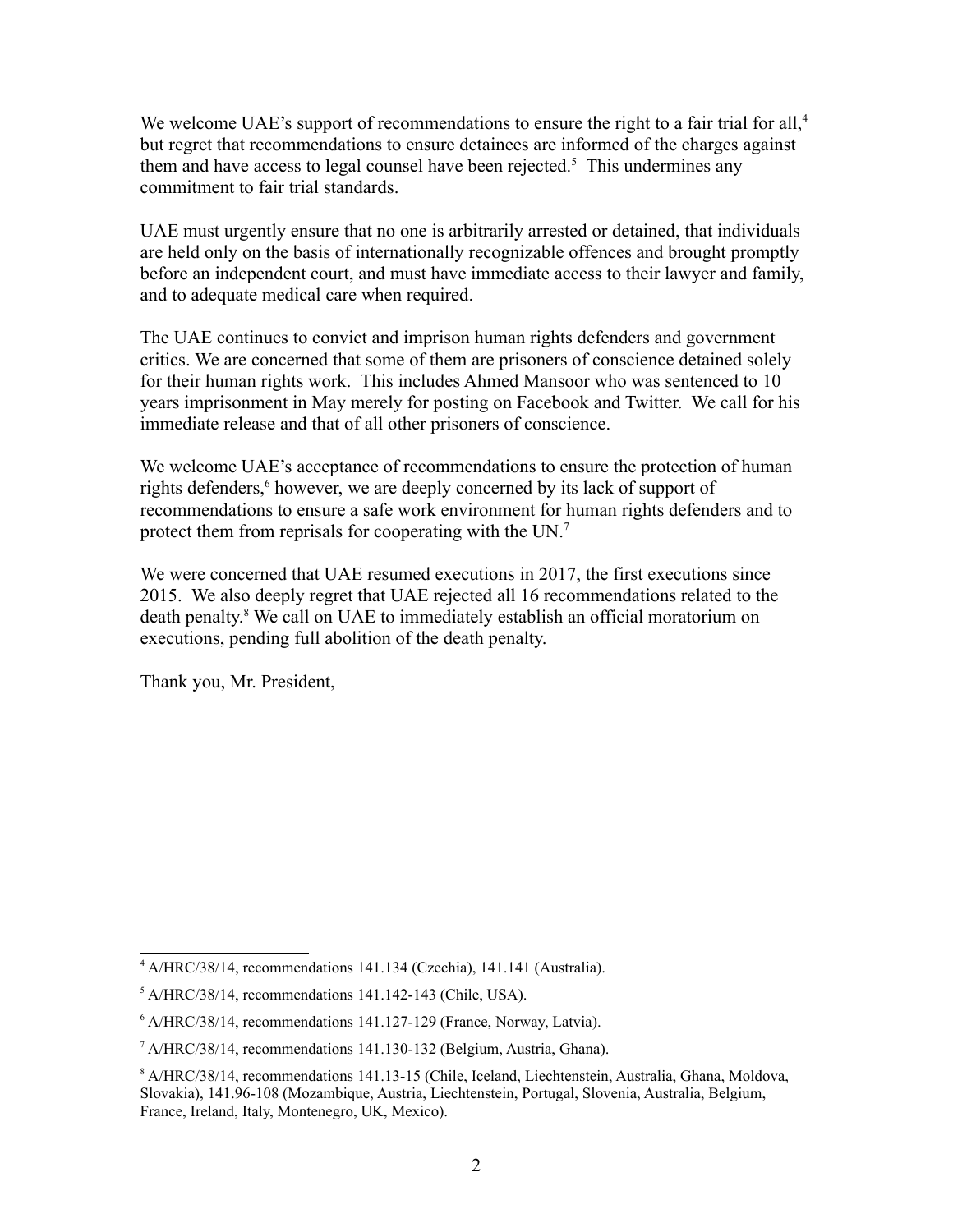We welcome UAE's support of recommendations to ensure the right to a fair trial for all,[4] but regret that recommendations to ensure detainees are informed of the charges against them and have access to legal counsel have been rejected.[5] This undermines any commitment to fair trial standards.

UAE must urgently ensure that no one is arbitrarily arrested or detained, that individuals are held only on the basis of internationally recognizable offences and brought promptly before an independent court, and must have immediate access to their lawyer and family, and to adequate medical care when required.

The UAE continues to convict and imprison human rights defenders and government critics. We are concerned that some of them are prisoners of conscience detained solely for their human rights work. This includes Ahmed Mansoor who was sentenced to 10 years imprisonment in May merely for posting on Facebook and Twitter. We call for his immediate release and that of all other prisoners of conscience.

We welcome UAE's acceptance of recommendations to ensure the protection of human rights defenders,[6] however, we are deeply concerned by its lack of support of recommendations to ensure a safe work environment for human rights defenders and to protect them from reprisals for cooperating with the UN.[7]

We were concerned that UAE resumed executions in 2017, the first executions since 2015. We also deeply regret that UAE rejected all 16 recommendations related to the death penalty.[8] We call on UAE to immediately establish an official moratorium on executions, pending full abolition of the death penalty.

Thank you, Mr. President,

---

[4] A/HRC/38/14, recommendations 141.134 (Czechia), 141.141 (Australia).

[5] A/HRC/38/14, recommendations 141.142-143 (Chile, USA).

[6] A/HRC/38/14, recommendations 141.127-129 (France, Norway, Latvia).

[7] A/HRC/38/14, recommendations 141.130-132 (Belgium, Austria, Ghana).

[8] A/HRC/38/14, recommendations 141.13-15 (Chile, Iceland, Liechtenstein, Australia, Ghana, Moldova, Slovakia), 141.96-108 (Mozambique, Austria, Liechtenstein, Portugal, Slovenia, Australia, Belgium, France, Ireland, Italy, Montenegro, UK, Mexico).